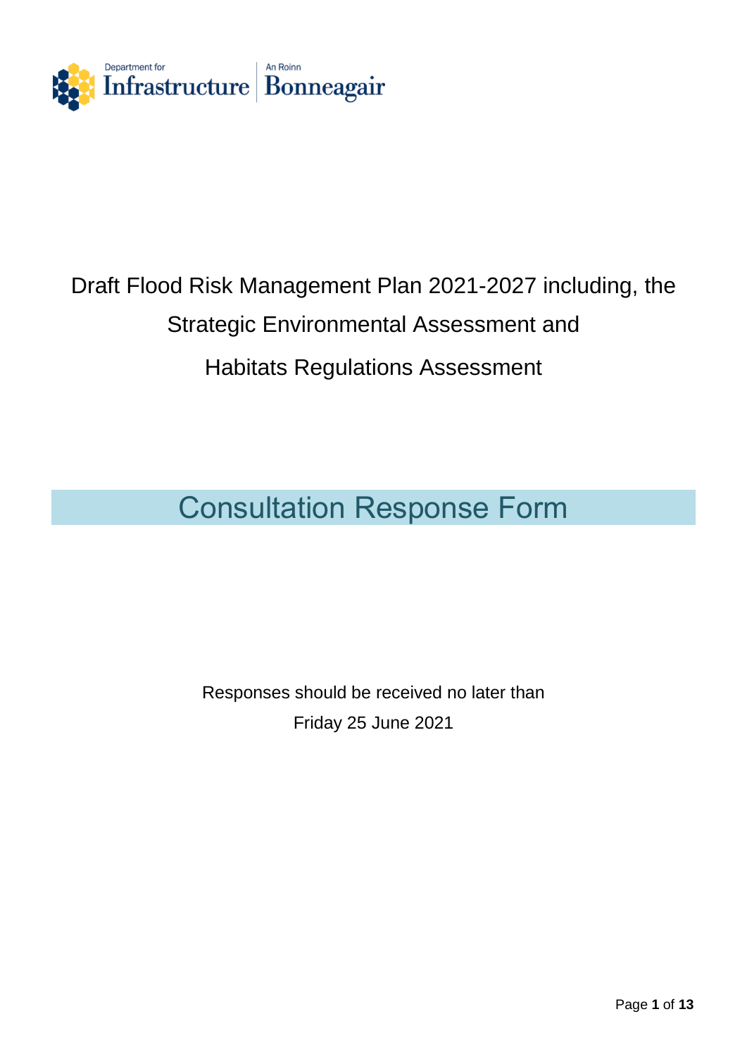Department for Infrastructure | An Roinn Bonneagair

Draft Flood Risk Management Plan 2021-2027 including, the Strategic Environmental Assessment and Habitats Regulations Assessment

# Consultation Response Form

Responses should be received no later than Friday 25 June 2021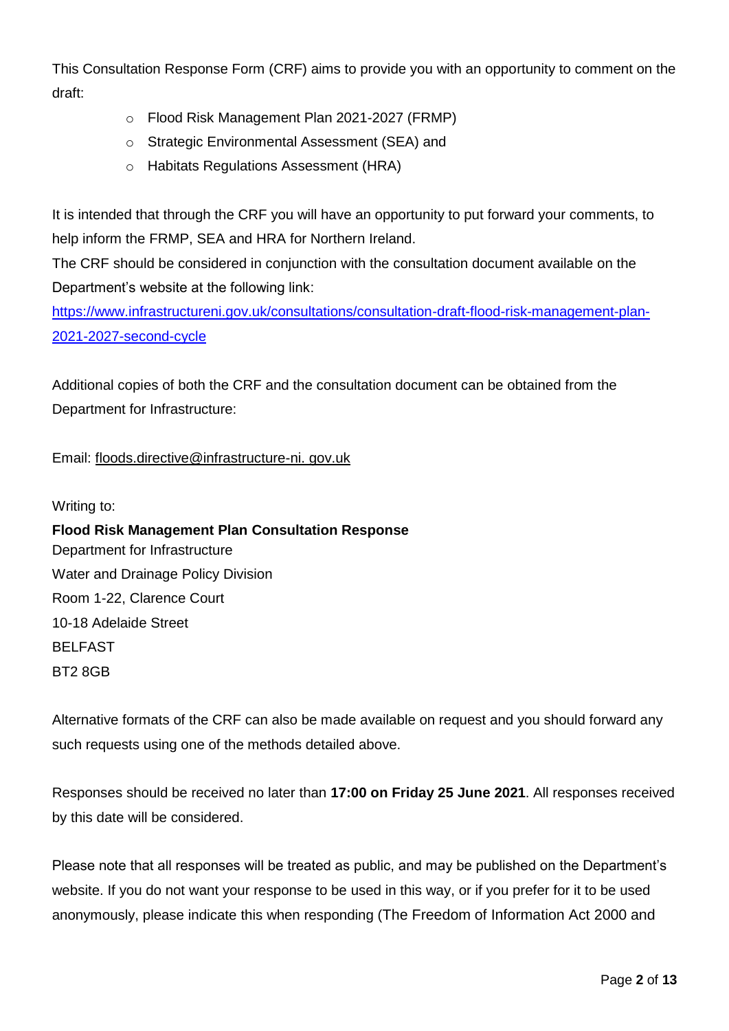This Consultation Response Form (CRF) aims to provide you with an opportunity to comment on the draft:

- Flood Risk Management Plan 2021-2027 (FRMP)
- Strategic Environmental Assessment (SEA) and
- Habitats Regulations Assessment (HRA)

It is intended that through the CRF you will have an opportunity to put forward your comments, to help inform the FRMP, SEA and HRA for Northern Ireland.

The CRF should be considered in conjunction with the consultation document available on the Department's website at the following link:

[https://www.infrastructureni.gov.uk/consultations/consultation-draft-flood-risk-management-plan-2021-2027-second-cycle](https://www.infrastructureni.gov.uk/consultations/consultation-draft-flood-risk-management-plan-2021-2027-second-cycle)

Additional copies of both the CRF and the consultation document can be obtained from the Department for Infrastructure:

Email: floods.directive@infrastructure-ni. gov.uk

Writing to:

**Flood Risk Management Plan Consultation Response**
Department for Infrastructure
Water and Drainage Policy Division
Room 1-22, Clarence Court
10-18 Adelaide Street
BELFAST
BT2 8GB

Alternative formats of the CRF can also be made available on request and you should forward any such requests using one of the methods detailed above.

Responses should be received no later than **17:00 on Friday 25 June 2021**. All responses received by this date will be considered.

Please note that all responses will be treated as public, and may be published on the Department's website. If you do not want your response to be used in this way, or if you prefer for it to be used anonymously, please indicate this when responding (The Freedom of Information Act 2000 and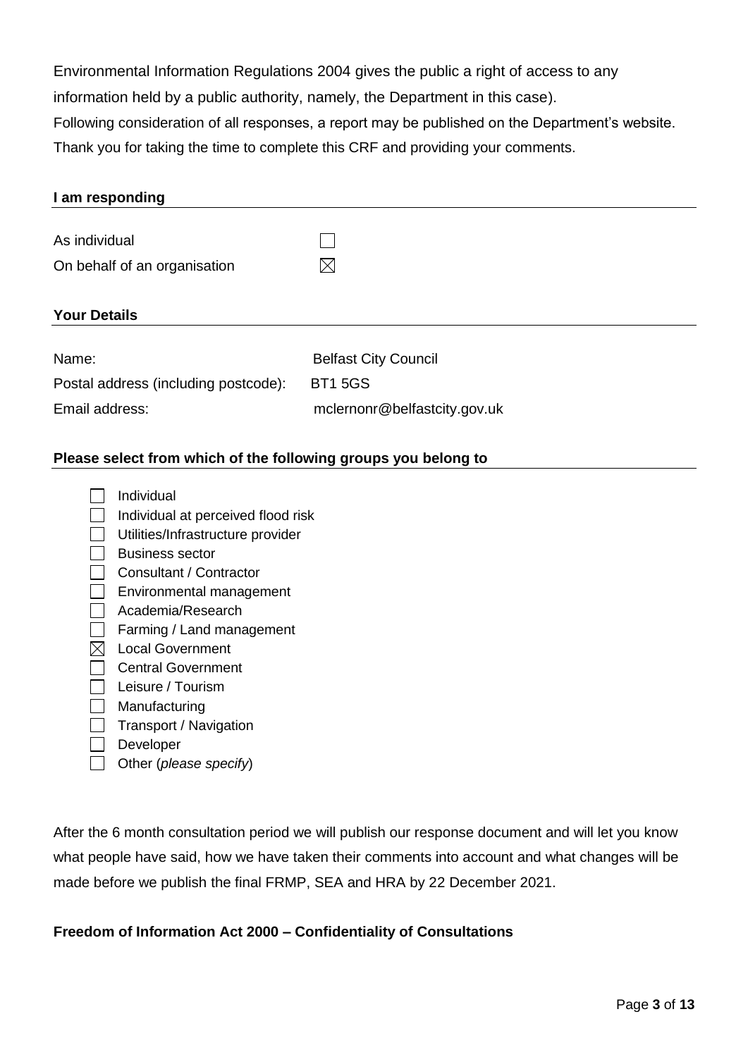Environmental Information Regulations 2004 gives the public a right of access to any information held by a public authority, namely, the Department in this case).

Following consideration of all responses, a report may be published on the Department's website.

Thank you for taking the time to complete this CRF and providing your comments.

**I am responding**

| | |
|---|---|
| As individual | ☐ |
| On behalf of an organisation | ☒ |

**Your Details**

| | |
|---|---|
| Name: | Belfast City Council |
| Postal address (including postcode): | BT1 5GS |
| Email address: | mclernonr@belfastcity.gov.uk |

**Please select from which of the following groups you belong to**

- ☐ Individual
- ☐ Individual at perceived flood risk
- ☐ Utilities/Infrastructure provider
- ☐ Business sector
- ☐ Consultant / Contractor
- ☐ Environmental management
- ☐ Academia/Research
- ☐ Farming / Land management
- ☒ Local Government
- ☐ Central Government
- ☐ Leisure / Tourism
- ☐ Manufacturing
- ☐ Transport / Navigation
- ☐ Developer
- ☐ Other (*please specify*)

After the 6 month consultation period we will publish our response document and will let you know what people have said, how we have taken their comments into account and what changes will be made before we publish the final FRMP, SEA and HRA by 22 December 2021.

**Freedom of Information Act 2000 – Confidentiality of Consultations**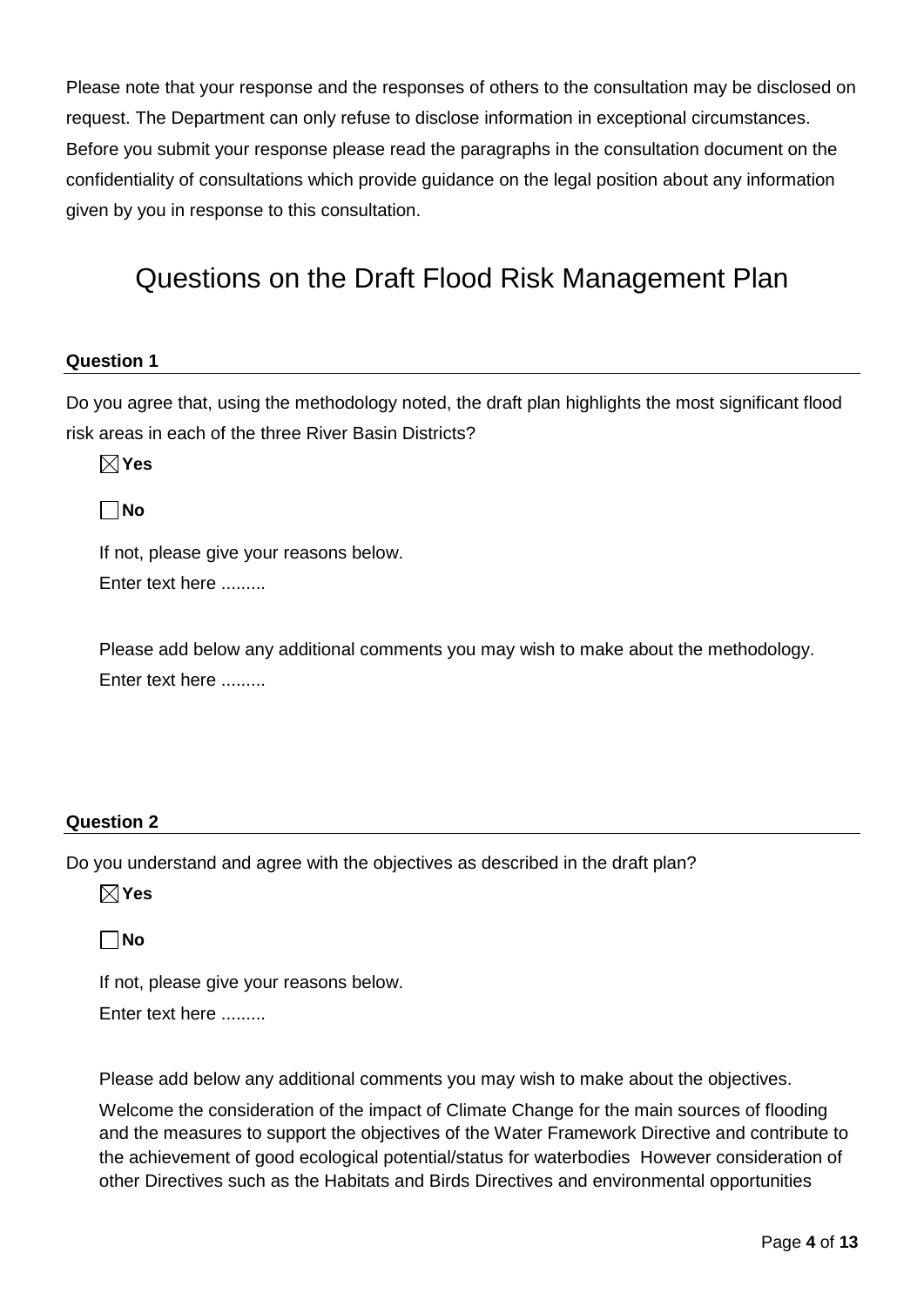Please note that your response and the responses of others to the consultation may be disclosed on request. The Department can only refuse to disclose information in exceptional circumstances. Before you submit your response please read the paragraphs in the consultation document on the confidentiality of consultations which provide guidance on the legal position about any information given by you in response to this consultation.

# Questions on the Draft Flood Risk Management Plan

**Question 1**

Do you agree that, using the methodology noted, the draft plan highlights the most significant flood risk areas in each of the three River Basin Districts?

☒ **Yes**

☐ **No**

If not, please give your reasons below.

Enter text here .........

Please add below any additional comments you may wish to make about the methodology.

Enter text here .........

**Question 2**

Do you understand and agree with the objectives as described in the draft plan?

☒ **Yes**

☐ **No**

If not, please give your reasons below.

Enter text here .........

Please add below any additional comments you may wish to make about the objectives.

Welcome the consideration of the impact of Climate Change for the main sources of flooding and the measures to support the objectives of the Water Framework Directive and contribute to the achievement of good ecological potential/status for waterbodies However consideration of other Directives such as the Habitats and Birds Directives and environmental opportunities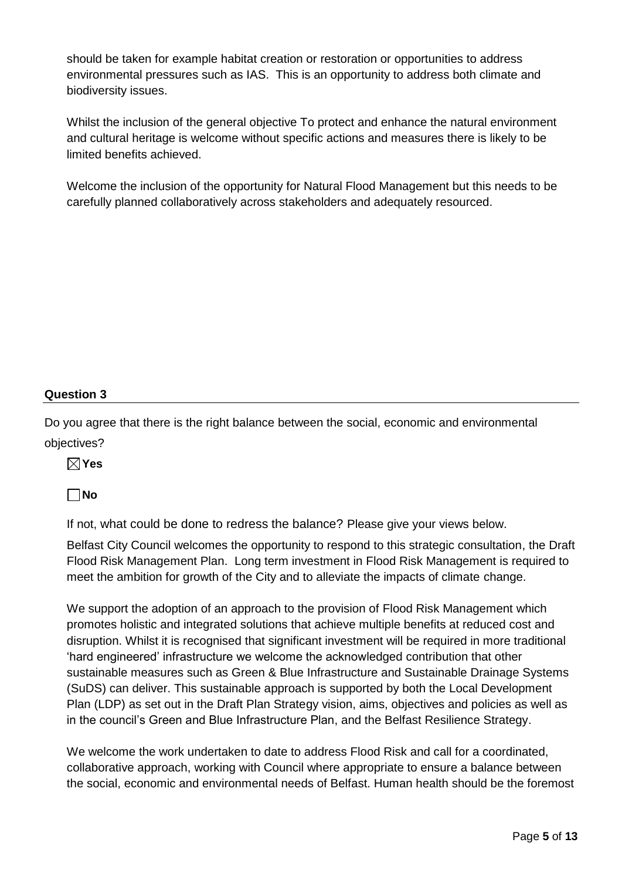should be taken for example habitat creation or restoration or opportunities to address environmental pressures such as IAS. This is an opportunity to address both climate and biodiversity issues.

Whilst the inclusion of the general objective To protect and enhance the natural environment and cultural heritage is welcome without specific actions and measures there is likely to be limited benefits achieved.

Welcome the inclusion of the opportunity for Natural Flood Management but this needs to be carefully planned collaboratively across stakeholders and adequately resourced.

**Question 3**

Do you agree that there is the right balance between the social, economic and environmental objectives?

☒ **Yes**

☐ **No**

If not, what could be done to redress the balance? Please give your views below.

Belfast City Council welcomes the opportunity to respond to this strategic consultation, the Draft Flood Risk Management Plan. Long term investment in Flood Risk Management is required to meet the ambition for growth of the City and to alleviate the impacts of climate change.

We support the adoption of an approach to the provision of Flood Risk Management which promotes holistic and integrated solutions that achieve multiple benefits at reduced cost and disruption. Whilst it is recognised that significant investment will be required in more traditional 'hard engineered' infrastructure we welcome the acknowledged contribution that other sustainable measures such as Green & Blue Infrastructure and Sustainable Drainage Systems (SuDS) can deliver. This sustainable approach is supported by both the Local Development Plan (LDP) as set out in the Draft Plan Strategy vision, aims, objectives and policies as well as in the council's Green and Blue Infrastructure Plan, and the Belfast Resilience Strategy.

We welcome the work undertaken to date to address Flood Risk and call for a coordinated, collaborative approach, working with Council where appropriate to ensure a balance between the social, economic and environmental needs of Belfast. Human health should be the foremost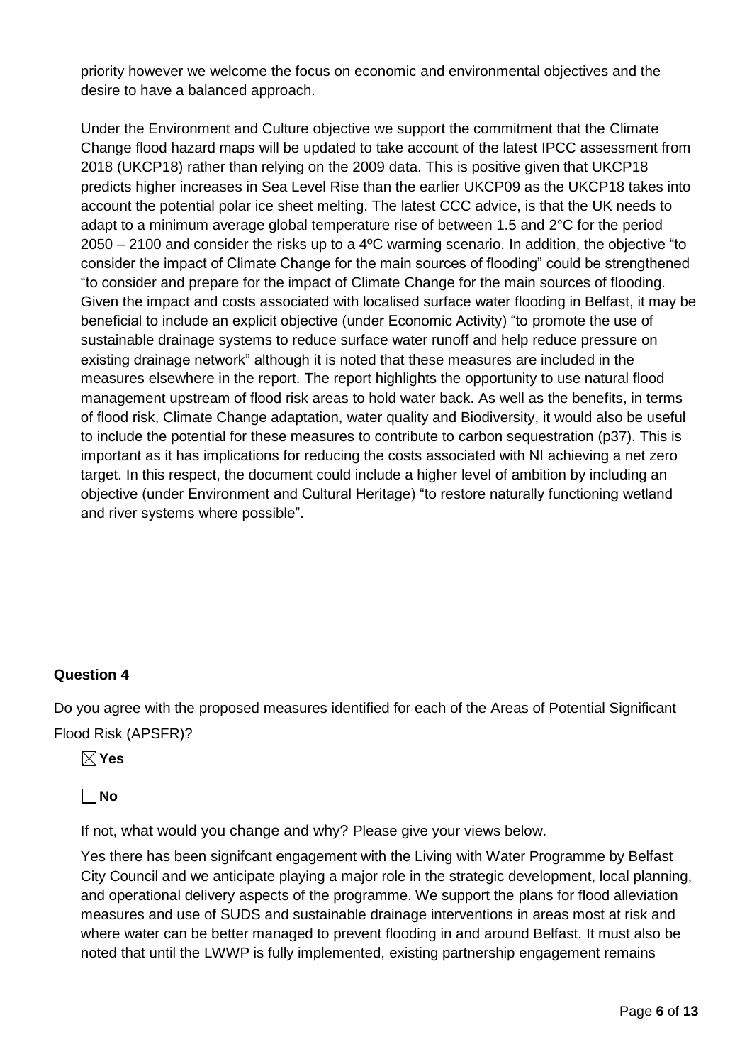priority however we welcome the focus on economic and environmental objectives and the desire to have a balanced approach.

Under the Environment and Culture objective we support the commitment that the Climate Change flood hazard maps will be updated to take account of the latest IPCC assessment from 2018 (UKCP18) rather than relying on the 2009 data. This is positive given that UKCP18 predicts higher increases in Sea Level Rise than the earlier UKCP09 as the UKCP18 takes into account the potential polar ice sheet melting. The latest CCC advice, is that the UK needs to adapt to a minimum average global temperature rise of between 1.5 and 2°C for the period 2050 – 2100 and consider the risks up to a 4ºC warming scenario. In addition, the objective "to consider the impact of Climate Change for the main sources of flooding" could be strengthened "to consider and prepare for the impact of Climate Change for the main sources of flooding. Given the impact and costs associated with localised surface water flooding in Belfast, it may be beneficial to include an explicit objective (under Economic Activity) "to promote the use of sustainable drainage systems to reduce surface water runoff and help reduce pressure on existing drainage network" although it is noted that these measures are included in the measures elsewhere in the report. The report highlights the opportunity to use natural flood management upstream of flood risk areas to hold water back. As well as the benefits, in terms of flood risk, Climate Change adaptation, water quality and Biodiversity, it would also be useful to include the potential for these measures to contribute to carbon sequestration (p37). This is important as it has implications for reducing the costs associated with NI achieving a net zero target. In this respect, the document could include a higher level of ambition by including an objective (under Environment and Cultural Heritage) "to restore naturally functioning wetland and river systems where possible".

**Question 4**

Do you agree with the proposed measures identified for each of the Areas of Potential Significant Flood Risk (APSFR)?

☒ **Yes**

☐ **No**

If not, what would you change and why? Please give your views below.

Yes there has been signifcant engagement with the Living with Water Programme by Belfast City Council and we anticipate playing a major role in the strategic development, local planning, and operational delivery aspects of the programme. We support the plans for flood alleviation measures and use of SUDS and sustainable drainage interventions in areas most at risk and where water can be better managed to prevent flooding in and around Belfast. It must also be noted that until the LWWP is fully implemented, existing partnership engagement remains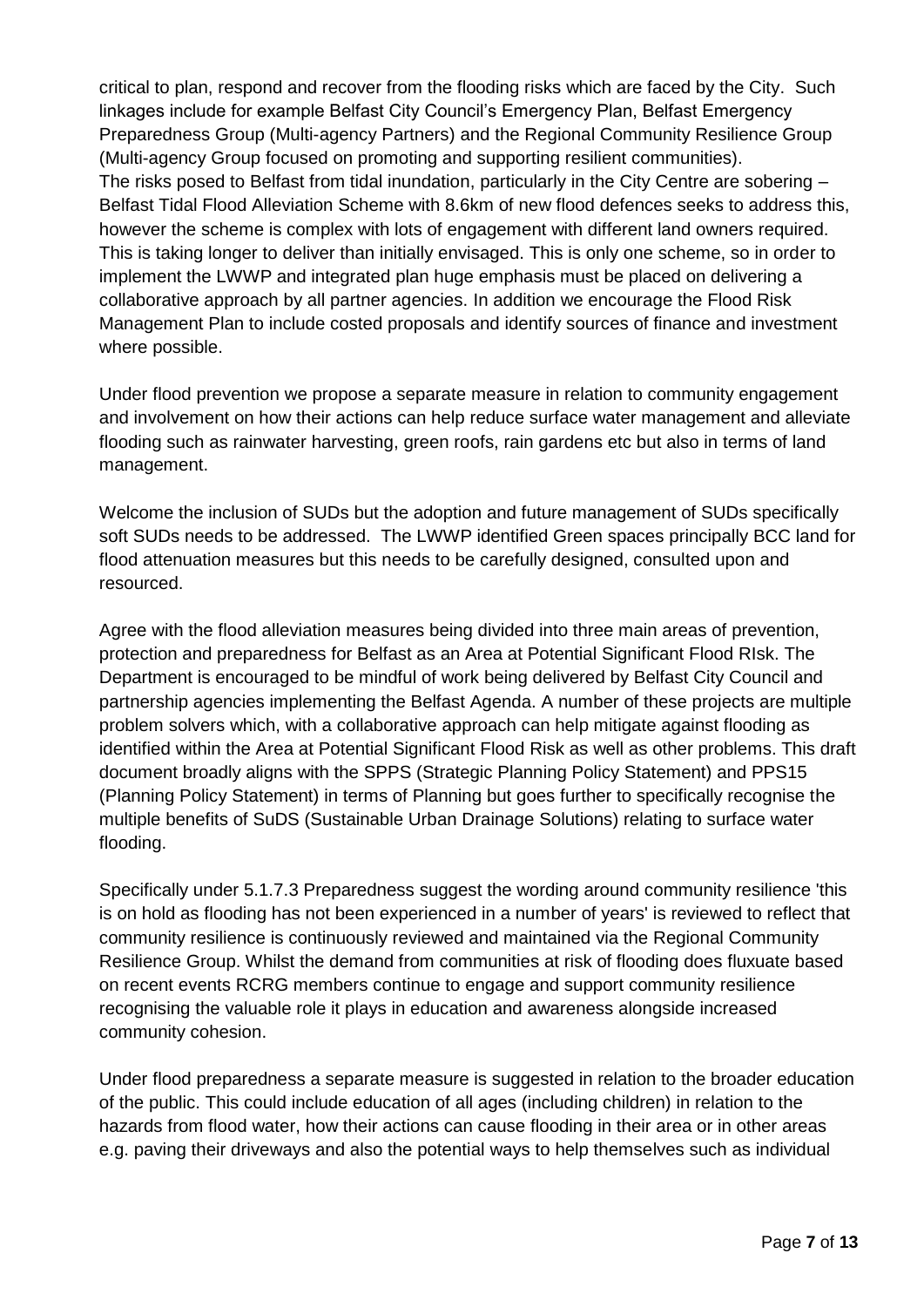critical to plan, respond and recover from the flooding risks which are faced by the City. Such linkages include for example Belfast City Council's Emergency Plan, Belfast Emergency Preparedness Group (Multi-agency Partners) and the Regional Community Resilience Group (Multi-agency Group focused on promoting and supporting resilient communities).
The risks posed to Belfast from tidal inundation, particularly in the City Centre are sobering – Belfast Tidal Flood Alleviation Scheme with 8.6km of new flood defences seeks to address this, however the scheme is complex with lots of engagement with different land owners required. This is taking longer to deliver than initially envisaged. This is only one scheme, so in order to implement the LWWP and integrated plan huge emphasis must be placed on delivering a collaborative approach by all partner agencies. In addition we encourage the Flood Risk Management Plan to include costed proposals and identify sources of finance and investment where possible.

Under flood prevention we propose a separate measure in relation to community engagement and involvement on how their actions can help reduce surface water management and alleviate flooding such as rainwater harvesting, green roofs, rain gardens etc but also in terms of land management.

Welcome the inclusion of SUDs but the adoption and future management of SUDs specifically soft SUDs needs to be addressed. The LWWP identified Green spaces principally BCC land for flood attenuation measures but this needs to be carefully designed, consulted upon and resourced.

Agree with the flood alleviation measures being divided into three main areas of prevention, protection and preparedness for Belfast as an Area at Potential Significant Flood RIsk. The Department is encouraged to be mindful of work being delivered by Belfast City Council and partnership agencies implementing the Belfast Agenda. A number of these projects are multiple problem solvers which, with a collaborative approach can help mitigate against flooding as identified within the Area at Potential Significant Flood Risk as well as other problems. This draft document broadly aligns with the SPPS (Strategic Planning Policy Statement) and PPS15 (Planning Policy Statement) in terms of Planning but goes further to specifically recognise the multiple benefits of SuDS (Sustainable Urban Drainage Solutions) relating to surface water flooding.

Specifically under 5.1.7.3 Preparedness suggest the wording around community resilience 'this is on hold as flooding has not been experienced in a number of years' is reviewed to reflect that community resilience is continuously reviewed and maintained via the Regional Community Resilience Group. Whilst the demand from communities at risk of flooding does fluxuate based on recent events RCRG members continue to engage and support community resilience recognising the valuable role it plays in education and awareness alongside increased community cohesion.

Under flood preparedness a separate measure is suggested in relation to the broader education of the public. This could include education of all ages (including children) in relation to the hazards from flood water, how their actions can cause flooding in their area or in other areas e.g. paving their driveways and also the potential ways to help themselves such as individual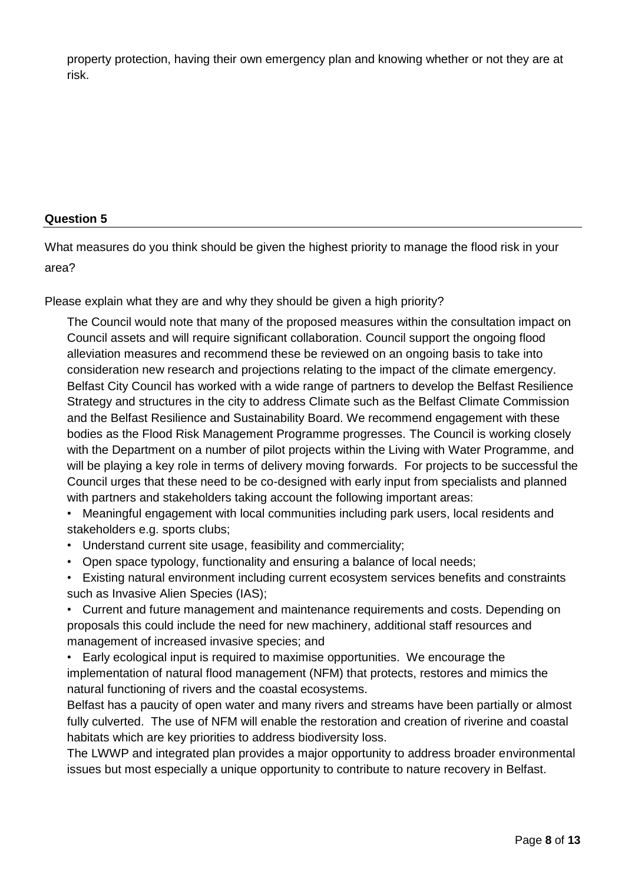property protection, having their own emergency plan and knowing whether or not they are at risk.

**Question 5**

What measures do you think should be given the highest priority to manage the flood risk in your area?

Please explain what they are and why they should be given a high priority?

The Council would note that many of the proposed measures within the consultation impact on Council assets and will require significant collaboration. Council support the ongoing flood alleviation measures and recommend these be reviewed on an ongoing basis to take into consideration new research and projections relating to the impact of the climate emergency. Belfast City Council has worked with a wide range of partners to develop the Belfast Resilience Strategy and structures in the city to address Climate such as the Belfast Climate Commission and the Belfast Resilience and Sustainability Board. We recommend engagement with these bodies as the Flood Risk Management Programme progresses. The Council is working closely with the Department on a number of pilot projects within the Living with Water Programme, and will be playing a key role in terms of delivery moving forwards. For projects to be successful the Council urges that these need to be co-designed with early input from specialists and planned with partners and stakeholders taking account the following important areas:

- Meaningful engagement with local communities including park users, local residents and stakeholders e.g. sports clubs;
- Understand current site usage, feasibility and commerciality;
- Open space typology, functionality and ensuring a balance of local needs;
- Existing natural environment including current ecosystem services benefits and constraints such as Invasive Alien Species (IAS);
- Current and future management and maintenance requirements and costs. Depending on proposals this could include the need for new machinery, additional staff resources and management of increased invasive species; and
- Early ecological input is required to maximise opportunities. We encourage the implementation of natural flood management (NFM) that protects, restores and mimics the natural functioning of rivers and the coastal ecosystems.

Belfast has a paucity of open water and many rivers and streams have been partially or almost fully culverted. The use of NFM will enable the restoration and creation of riverine and coastal habitats which are key priorities to address biodiversity loss.

The LWWP and integrated plan provides a major opportunity to address broader environmental issues but most especially a unique opportunity to contribute to nature recovery in Belfast.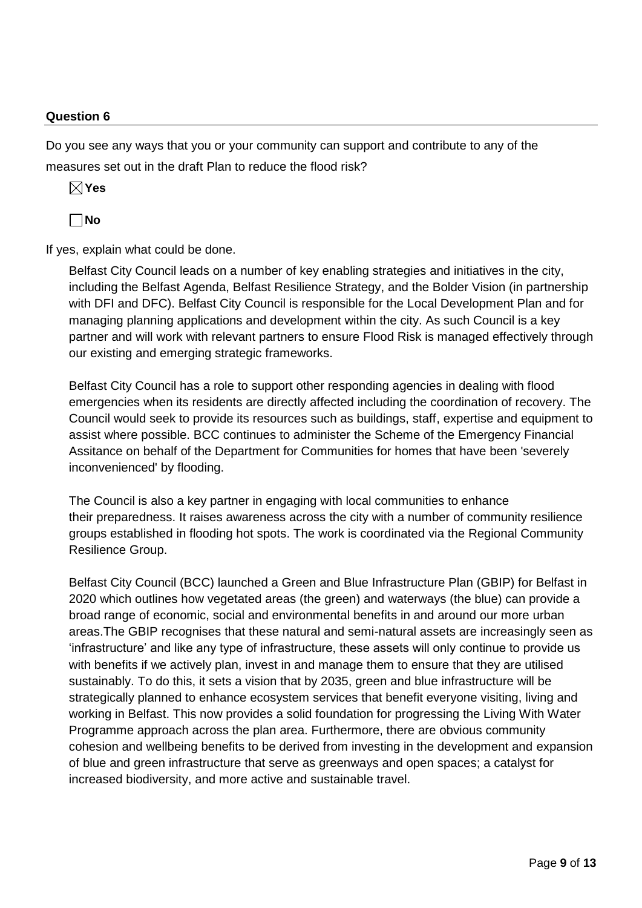**Question 6**

Do you see any ways that you or your community can support and contribute to any of the measures set out in the draft Plan to reduce the flood risk?

☒ **Yes**

☐ **No**

If yes, explain what could be done.

Belfast City Council leads on a number of key enabling strategies and initiatives in the city, including the Belfast Agenda, Belfast Resilience Strategy, and the Bolder Vision (in partnership with DFI and DFC). Belfast City Council is responsible for the Local Development Plan and for managing planning applications and development within the city. As such Council is a key partner and will work with relevant partners to ensure Flood Risk is managed effectively through our existing and emerging strategic frameworks.

Belfast City Council has a role to support other responding agencies in dealing with flood emergencies when its residents are directly affected including the coordination of recovery. The Council would seek to provide its resources such as buildings, staff, expertise and equipment to assist where possible. BCC continues to administer the Scheme of the Emergency Financial Assitance on behalf of the Department for Communities for homes that have been 'severely inconvenienced' by flooding.

The Council is also a key partner in engaging with local communities to enhance their preparedness. It raises awareness across the city with a number of community resilience groups established in flooding hot spots. The work is coordinated via the Regional Community Resilience Group.

Belfast City Council (BCC) launched a Green and Blue Infrastructure Plan (GBIP) for Belfast in 2020 which outlines how vegetated areas (the green) and waterways (the blue) can provide a broad range of economic, social and environmental benefits in and around our more urban areas.The GBIP recognises that these natural and semi-natural assets are increasingly seen as 'infrastructure' and like any type of infrastructure, these assets will only continue to provide us with benefits if we actively plan, invest in and manage them to ensure that they are utilised sustainably. To do this, it sets a vision that by 2035, green and blue infrastructure will be strategically planned to enhance ecosystem services that benefit everyone visiting, living and working in Belfast. This now provides a solid foundation for progressing the Living With Water Programme approach across the plan area. Furthermore, there are obvious community cohesion and wellbeing benefits to be derived from investing in the development and expansion of blue and green infrastructure that serve as greenways and open spaces; a catalyst for increased biodiversity, and more active and sustainable travel.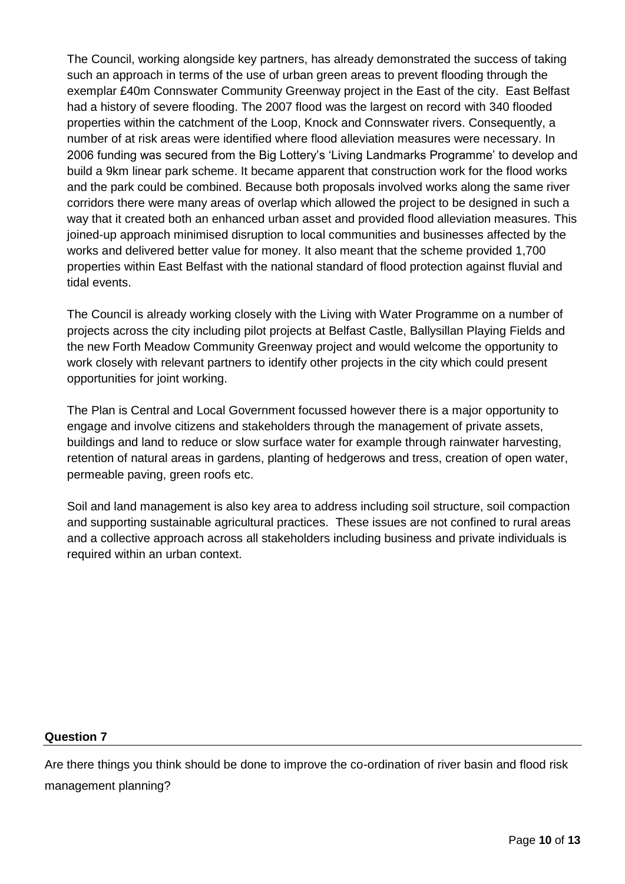The Council, working alongside key partners, has already demonstrated the success of taking such an approach in terms of the use of urban green areas to prevent flooding through the exemplar £40m Connswater Community Greenway project in the East of the city. East Belfast had a history of severe flooding. The 2007 flood was the largest on record with 340 flooded properties within the catchment of the Loop, Knock and Connswater rivers. Consequently, a number of at risk areas were identified where flood alleviation measures were necessary. In 2006 funding was secured from the Big Lottery's 'Living Landmarks Programme' to develop and build a 9km linear park scheme. It became apparent that construction work for the flood works and the park could be combined. Because both proposals involved works along the same river corridors there were many areas of overlap which allowed the project to be designed in such a way that it created both an enhanced urban asset and provided flood alleviation measures. This joined-up approach minimised disruption to local communities and businesses affected by the works and delivered better value for money. It also meant that the scheme provided 1,700 properties within East Belfast with the national standard of flood protection against fluvial and tidal events.

The Council is already working closely with the Living with Water Programme on a number of projects across the city including pilot projects at Belfast Castle, Ballysillan Playing Fields and the new Forth Meadow Community Greenway project and would welcome the opportunity to work closely with relevant partners to identify other projects in the city which could present opportunities for joint working.

The Plan is Central and Local Government focussed however there is a major opportunity to engage and involve citizens and stakeholders through the management of private assets, buildings and land to reduce or slow surface water for example through rainwater harvesting, retention of natural areas in gardens, planting of hedgerows and tress, creation of open water, permeable paving, green roofs etc.

Soil and land management is also key area to address including soil structure, soil compaction and supporting sustainable agricultural practices. These issues are not confined to rural areas and a collective approach across all stakeholders including business and private individuals is required within an urban context.

**Question 7**

Are there things you think should be done to improve the co-ordination of river basin and flood risk management planning?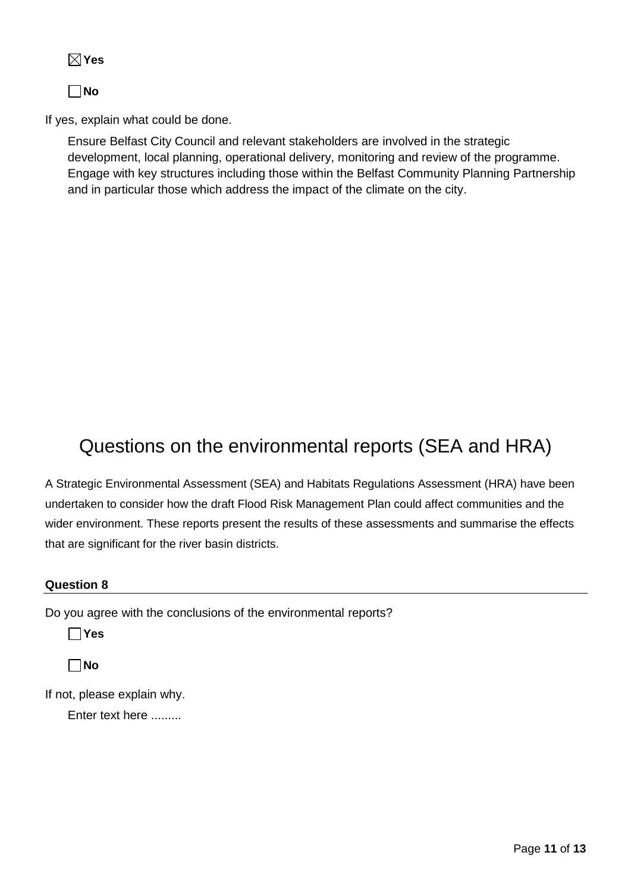☒ **Yes**

☐ **No**

If yes, explain what could be done.

Ensure Belfast City Council and relevant stakeholders are involved in the strategic development, local planning, operational delivery, monitoring and review of the programme. Engage with key structures including those within the Belfast Community Planning Partnership and in particular those which address the impact of the climate on the city.

# Questions on the environmental reports (SEA and HRA)

A Strategic Environmental Assessment (SEA) and Habitats Regulations Assessment (HRA) have been undertaken to consider how the draft Flood Risk Management Plan could affect communities and the wider environment. These reports present the results of these assessments and summarise the effects that are significant for the river basin districts.

**Question 8**

Do you agree with the conclusions of the environmental reports?

☐ **Yes**

☐ **No**

If not, please explain why.

Enter text here .........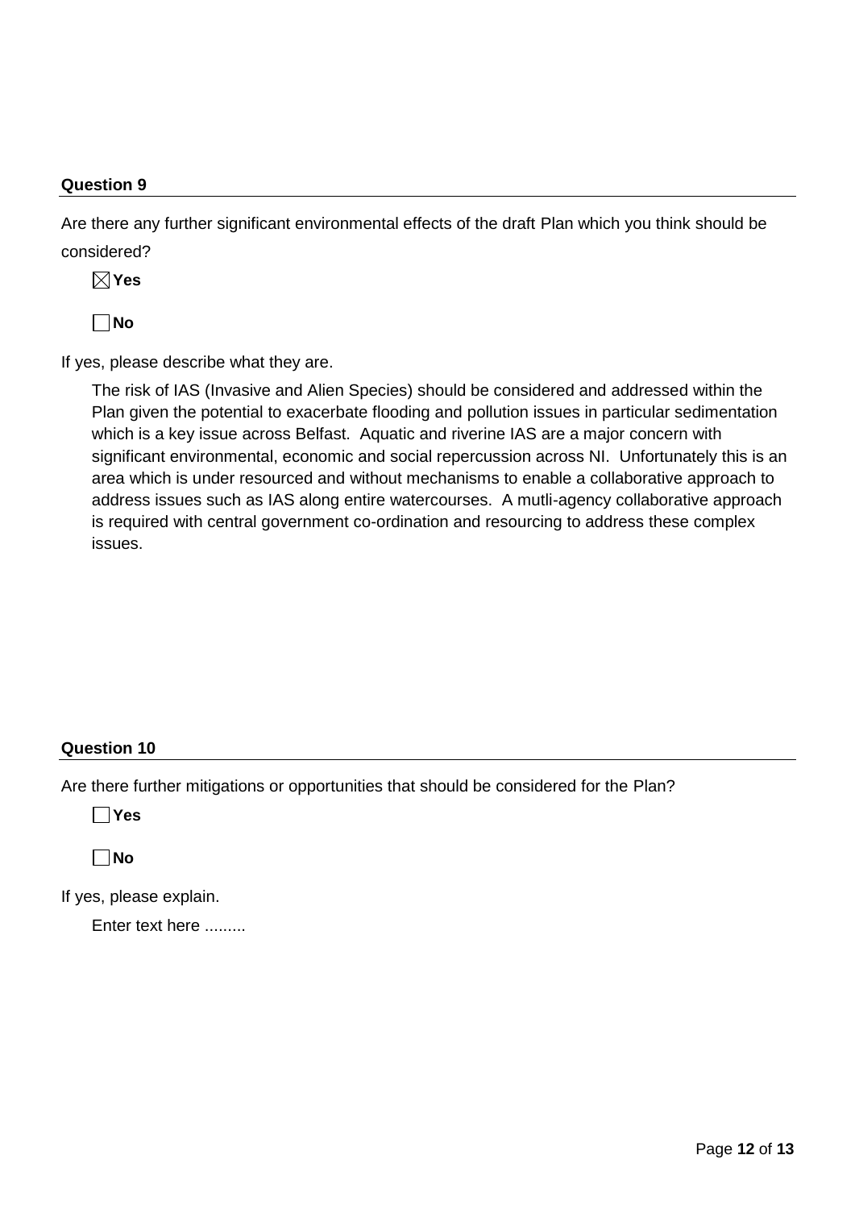**Question 9**

Are there any further significant environmental effects of the draft Plan which you think should be considered?

☒ **Yes**

☐ **No**

If yes, please describe what they are.

The risk of IAS (Invasive and Alien Species) should be considered and addressed within the Plan given the potential to exacerbate flooding and pollution issues in particular sedimentation which is a key issue across Belfast. Aquatic and riverine IAS are a major concern with significant environmental, economic and social repercussion across NI. Unfortunately this is an area which is under resourced and without mechanisms to enable a collaborative approach to address issues such as IAS along entire watercourses. A mutli-agency collaborative approach is required with central government co-ordination and resourcing to address these complex issues.

**Question 10**

Are there further mitigations or opportunities that should be considered for the Plan?

☐ **Yes**

☐ **No**

If yes, please explain.

Enter text here .........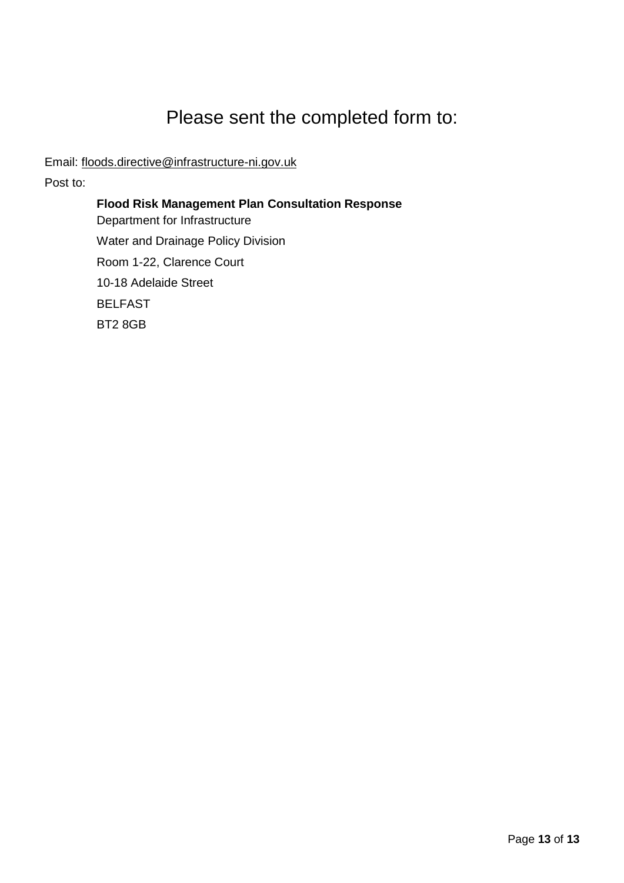# Please sent the completed form to:

Email: floods.directive@infrastructure-ni.gov.uk

Post to:

> **Flood Risk Management Plan Consultation Response**
> Department for Infrastructure
> Water and Drainage Policy Division
> Room 1-22, Clarence Court
> 10-18 Adelaide Street
> BELFAST
> BT2 8GB